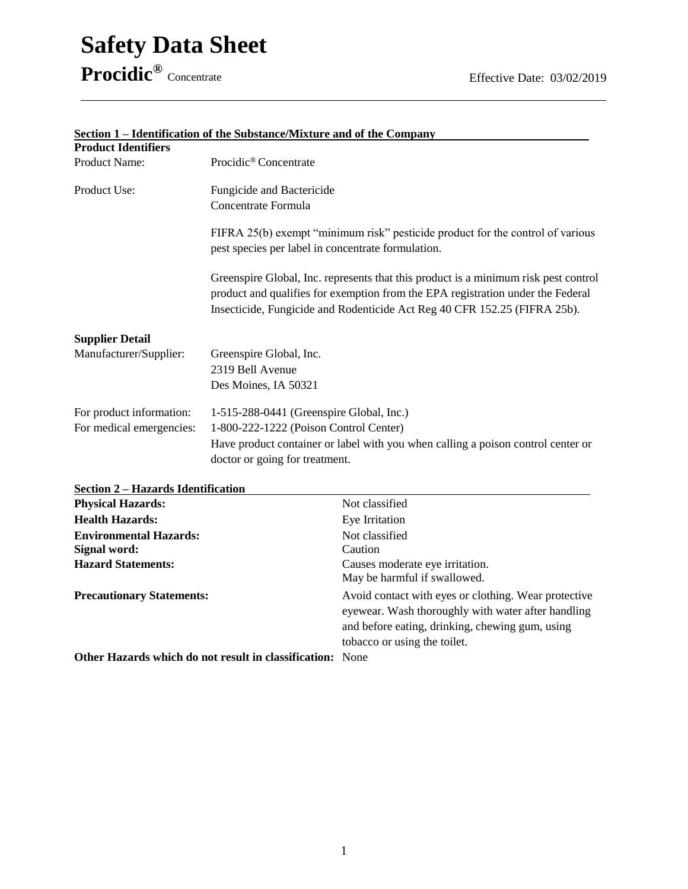# Safety Data Sheet

**Procidic®** Concentrate Effective Date: 03/02/2019

## Section 1 – Identification of the Substance/Mixture and of the Company

**Product Identifiers**

| | |
|---|---|
| Product Name: | Procidic® Concentrate |
| Product Use: | Fungicide and Bactericide<br>Concentrate Formula<br><br>FIFRA 25(b) exempt "minimum risk" pesticide product for the control of various pest species per label in concentrate formulation.<br><br>Greenspire Global, Inc. represents that this product is a minimum risk pest control product and qualifies for exemption from the EPA registration under the Federal Insecticide, Fungicide and Rodenticide Act Reg 40 CFR 152.25 (FIFRA 25b). |

**Supplier Detail**

| | |
|---|---|
| Manufacturer/Supplier: | Greenspire Global, Inc.<br>2319 Bell Avenue<br>Des Moines, IA 50321 |
| For product information: | 1-515-288-0441 (Greenspire Global, Inc.) |
| For medical emergencies: | 1-800-222-1222 (Poison Control Center)<br>Have product container or label with you when calling a poison control center or doctor or going for treatment. |

## Section 2 – Hazards Identification

| | |
|---|---|
| **Physical Hazards:** | Not classified |
| **Health Hazards:** | Eye Irritation |
| **Environmental Hazards:** | Not classified |
| **Signal word:** | Caution |
| **Hazard Statements:** | Causes moderate eye irritation.<br>May be harmful if swallowed. |
| **Precautionary Statements:** | Avoid contact with eyes or clothing. Wear protective eyewear. Wash thoroughly with water after handling and before eating, drinking, chewing gum, using tobacco or using the toilet. |

**Other Hazards which do not result in classification:** None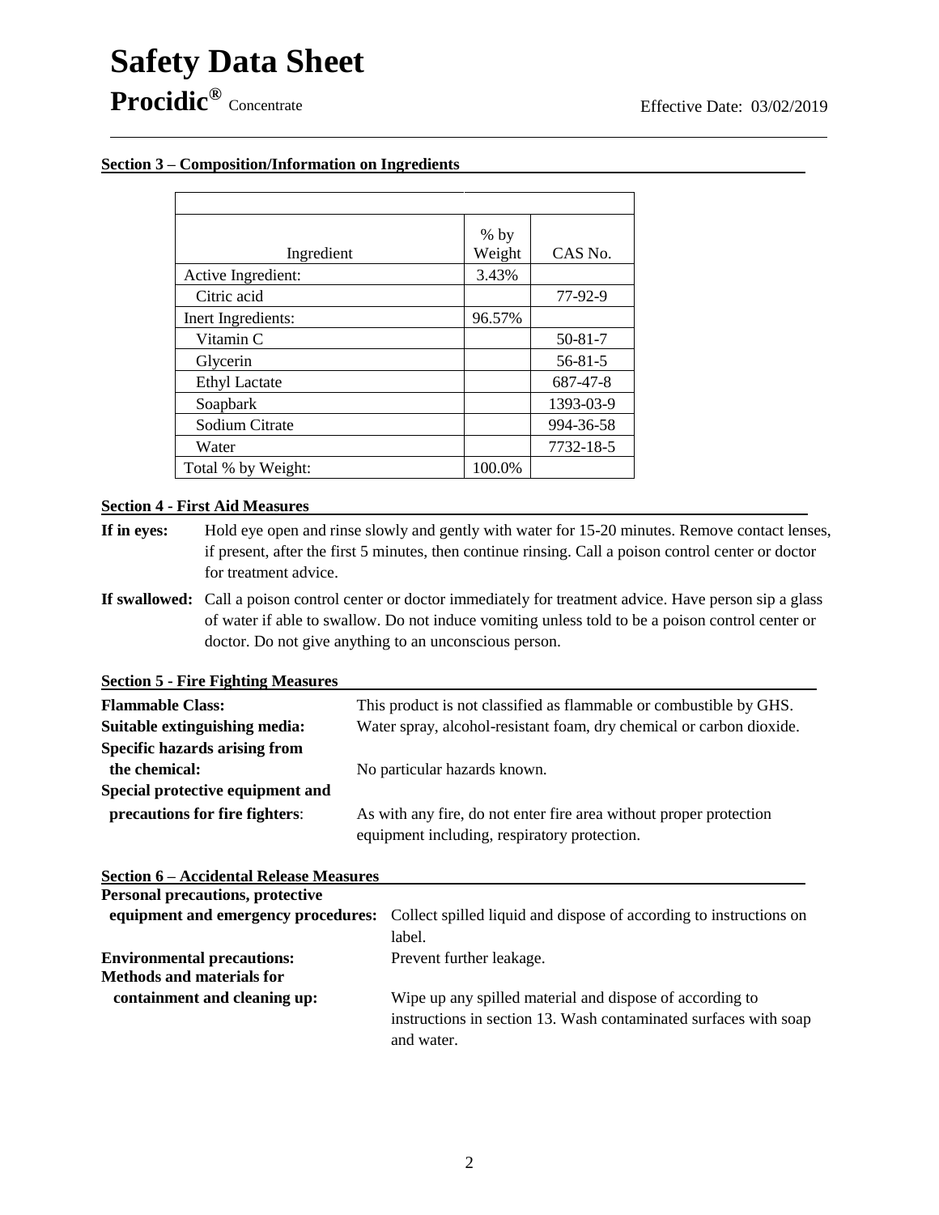## Section 3 – Composition/Information on Ingredients

| Ingredient | % by Weight | CAS No. |
|---|---|---|
| Active Ingredient: | 3.43% | |
| Citric acid | | 77-92-9 |
| Inert Ingredients: | 96.57% | |
| Vitamin C | | 50-81-7 |
| Glycerin | | 56-81-5 |
| Ethyl Lactate | | 687-47-8 |
| Soapbark | | 1393-03-9 |
| Sodium Citrate | | 994-36-58 |
| Water | | 7732-18-5 |
| Total % by Weight: | 100.0% | |

## Section 4 - First Aid Measures

**If in eyes:** Hold eye open and rinse slowly and gently with water for 15-20 minutes. Remove contact lenses, if present, after the first 5 minutes, then continue rinsing. Call a poison control center or doctor for treatment advice.

**If swallowed:** Call a poison control center or doctor immediately for treatment advice. Have person sip a glass of water if able to swallow. Do not induce vomiting unless told to be a poison control center or doctor. Do not give anything to an unconscious person.

## Section 5 - Fire Fighting Measures

**Flammable Class:** This product is not classified as flammable or combustible by GHS.

**Suitable extinguishing media:** Water spray, alcohol-resistant foam, dry chemical or carbon dioxide.

**Specific hazards arising from the chemical:** No particular hazards known.

**Special protective equipment and precautions for fire fighters:** As with any fire, do not enter fire area without proper protection equipment including, respiratory protection.

## Section 6 – Accidental Release Measures

**Personal precautions, protective equipment and emergency procedures:** Collect spilled liquid and dispose of according to instructions on label.

**Environmental precautions:** Prevent further leakage.

**Methods and materials for containment and cleaning up:** Wipe up any spilled material and dispose of according to instructions in section 13. Wash contaminated surfaces with soap and water.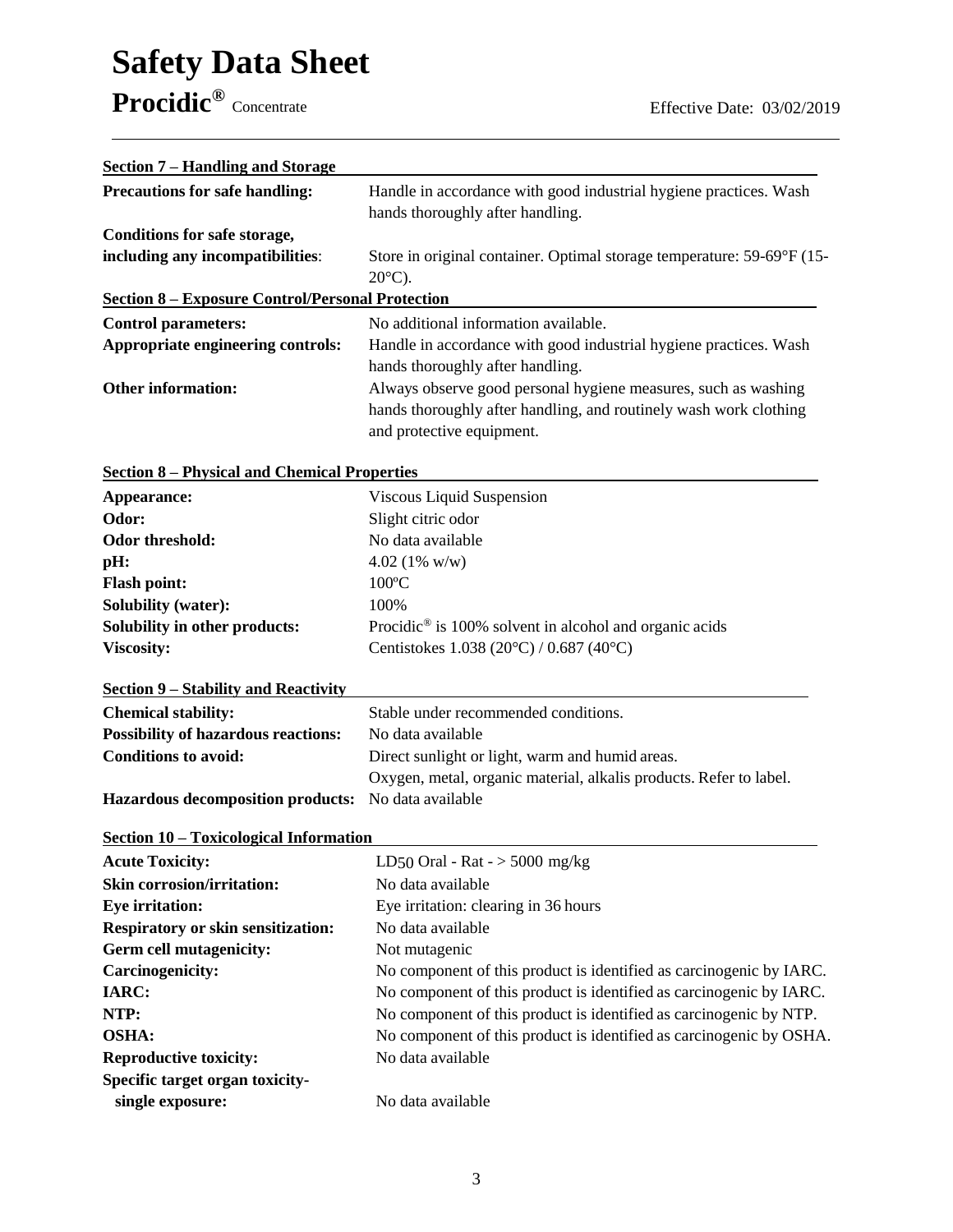# Safety Data Sheet

**Procidic®** Concentrate

Effective Date: 03/02/2019

## Section 7 – Handling and Storage

| | |
|---|---|
| **Precautions for safe handling:** | Handle in accordance with good industrial hygiene practices. Wash hands thoroughly after handling. |
| **Conditions for safe storage, including any incompatibilities:** | Store in original container. Optimal storage temperature: 59-69°F (15-20°C). |

## Section 8 – Exposure Control/Personal Protection

| | |
|---|---|
| **Control parameters:** | No additional information available. |
| **Appropriate engineering controls:** | Handle in accordance with good industrial hygiene practices. Wash hands thoroughly after handling. |
| **Other information:** | Always observe good personal hygiene measures, such as washing hands thoroughly after handling, and routinely wash work clothing and protective equipment. |

## Section 8 – Physical and Chemical Properties

| | |
|---|---|
| **Appearance:** | Viscous Liquid Suspension |
| **Odor:** | Slight citric odor |
| **Odor threshold:** | No data available |
| **pH:** | 4.02 (1% w/w) |
| **Flash point:** | 100ºC |
| **Solubility (water):** | 100% |
| **Solubility in other products:** | Procidic® is 100% solvent in alcohol and organic acids |
| **Viscosity:** | Centistokes 1.038 (20°C) / 0.687 (40°C) |

## Section 9 – Stability and Reactivity

| | |
|---|---|
| **Chemical stability:** | Stable under recommended conditions. |
| **Possibility of hazardous reactions:** | No data available |
| **Conditions to avoid:** | Direct sunlight or light, warm and humid areas. Oxygen, metal, organic material, alkalis products. Refer to label. |
| **Hazardous decomposition products:** | No data available |

## Section 10 – Toxicological Information

| | |
|---|---|
| **Acute Toxicity:** | $LD_{50}$ Oral - Rat - > 5000 mg/kg |
| **Skin corrosion/irritation:** | No data available |
| **Eye irritation:** | Eye irritation: clearing in 36 hours |
| **Respiratory or skin sensitization:** | No data available |
| **Germ cell mutagenicity:** | Not mutagenic |
| **Carcinogenicity:** | No component of this product is identified as carcinogenic by IARC. |
| **IARC:** | No component of this product is identified as carcinogenic by IARC. |
| **NTP:** | No component of this product is identified as carcinogenic by NTP. |
| **OSHA:** | No component of this product is identified as carcinogenic by OSHA. |
| **Reproductive toxicity:** | No data available |
| **Specific target organ toxicity-single exposure:** | No data available |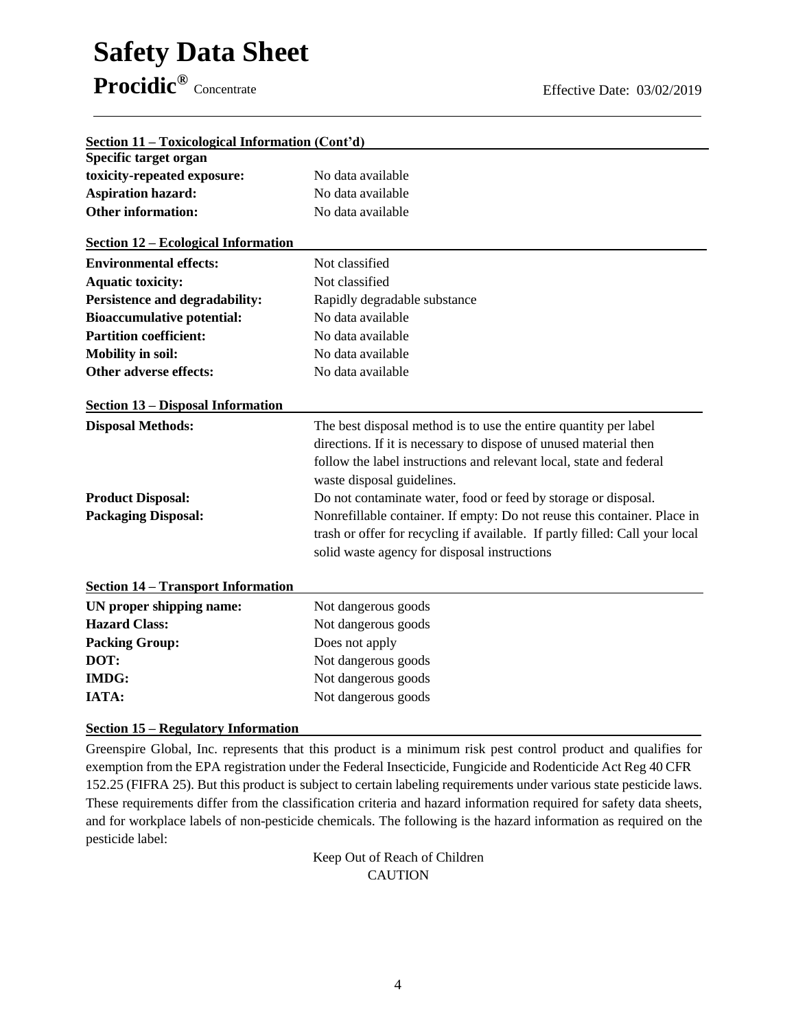## Section 11 – Toxicological Information (Cont'd)

| | |
|---|---|
| **Specific target organ toxicity-repeated exposure:** | No data available |
| **Aspiration hazard:** | No data available |
| **Other information:** | No data available |

## Section 12 – Ecological Information

| | |
|---|---|
| **Environmental effects:** | Not classified |
| **Aquatic toxicity:** | Not classified |
| **Persistence and degradability:** | Rapidly degradable substance |
| **Bioaccumulative potential:** | No data available |
| **Partition coefficient:** | No data available |
| **Mobility in soil:** | No data available |
| **Other adverse effects:** | No data available |

## Section 13 – Disposal Information

| | |
|---|---|
| **Disposal Methods:** | The best disposal method is to use the entire quantity per label directions. If it is necessary to dispose of unused material then follow the label instructions and relevant local, state and federal waste disposal guidelines. |
| **Product Disposal:** | Do not contaminate water, food or feed by storage or disposal. |
| **Packaging Disposal:** | Nonrefillable container. If empty: Do not reuse this container. Place in trash or offer for recycling if available. If partly filled: Call your local solid waste agency for disposal instructions |

## Section 14 – Transport Information

| | |
|---|---|
| **UN proper shipping name:** | Not dangerous goods |
| **Hazard Class:** | Not dangerous goods |
| **Packing Group:** | Does not apply |
| **DOT:** | Not dangerous goods |
| **IMDG:** | Not dangerous goods |
| **IATA:** | Not dangerous goods |

## Section 15 – Regulatory Information

Greenspire Global, Inc. represents that this product is a minimum risk pest control product and qualifies for exemption from the EPA registration under the Federal Insecticide, Fungicide and Rodenticide Act Reg 40 CFR 152.25 (FIFRA 25). But this product is subject to certain labeling requirements under various state pesticide laws. These requirements differ from the classification criteria and hazard information required for safety data sheets, and for workplace labels of non-pesticide chemicals. The following is the hazard information as required on the pesticide label:

Keep Out of Reach of Children
CAUTION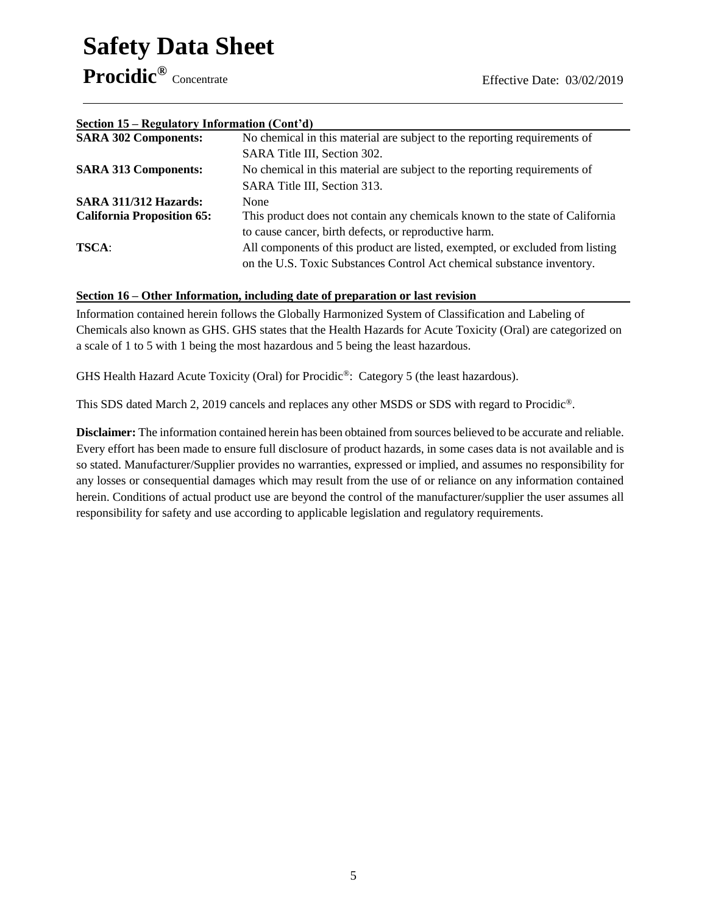### Section 15 – Regulatory Information (Cont'd)

| | |
|---|---|
| **SARA 302 Components:** | No chemical in this material are subject to the reporting requirements of SARA Title III, Section 302. |
| **SARA 313 Components:** | No chemical in this material are subject to the reporting requirements of SARA Title III, Section 313. |
| **SARA 311/312 Hazards:** | None |
| **California Proposition 65:** | This product does not contain any chemicals known to the state of California to cause cancer, birth defects, or reproductive harm. |
| **TSCA**: | All components of this product are listed, exempted, or excluded from listing on the U.S. Toxic Substances Control Act chemical substance inventory. |

### Section 16 – Other Information, including date of preparation or last revision

Information contained herein follows the Globally Harmonized System of Classification and Labeling of Chemicals also known as GHS. GHS states that the Health Hazards for Acute Toxicity (Oral) are categorized on a scale of 1 to 5 with 1 being the most hazardous and 5 being the least hazardous.

GHS Health Hazard Acute Toxicity (Oral) for Procidic®: Category 5 (the least hazardous).

This SDS dated March 2, 2019 cancels and replaces any other MSDS or SDS with regard to Procidic®.

**Disclaimer:** The information contained herein has been obtained from sources believed to be accurate and reliable. Every effort has been made to ensure full disclosure of product hazards, in some cases data is not available and is so stated. Manufacturer/Supplier provides no warranties, expressed or implied, and assumes no responsibility for any losses or consequential damages which may result from the use of or reliance on any information contained herein. Conditions of actual product use are beyond the control of the manufacturer/supplier the user assumes all responsibility for safety and use according to applicable legislation and regulatory requirements.